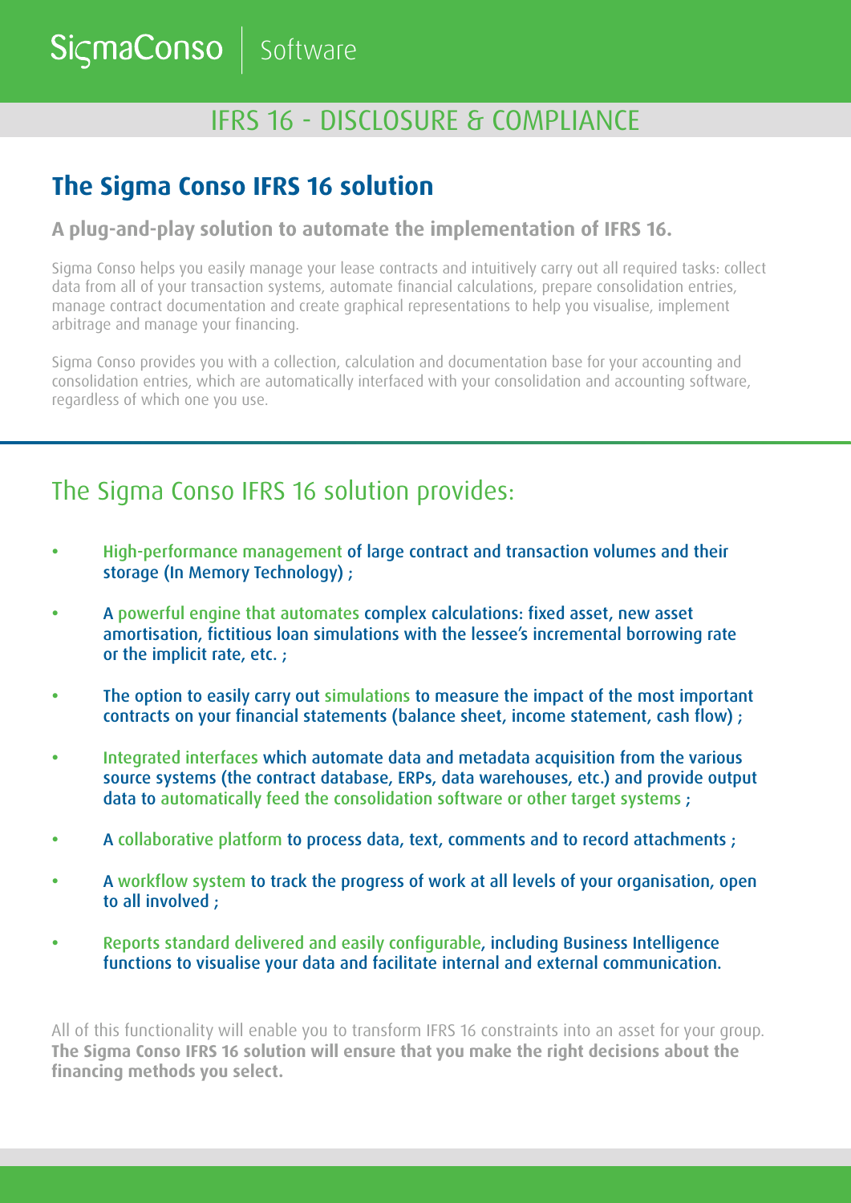SigmaConso | Software

# IFRS 16 - DISCLOSURE & COMPLIANCE

## The Sigma Conso IFRS 16 solution

### A plug-and-play solution to automate the implementation of IFRS 16.

Sigma Conso helps you easily manage your lease contracts and intuitively carry out all required tasks: collect data from all of your transaction systems, automate financial calculations, prepare consolidation entries, manage contract documentation and create graphical representations to help you visualise, implement arbitrage and manage your financing.

Sigma Conso provides you with a collection, calculation and documentation base for your accounting and consolidation entries, which are automatically interfaced with your consolidation and accounting software, regardless of which one you use.

## The Sigma Conso IFRS 16 solution provides:

- High-performance management of large contract and transaction volumes and their storage (In Memory Technology) ;
- A powerful engine that automates complex calculations: fixed asset, new asset amortisation, fictitious loan simulations with the lessee's incremental borrowing rate or the implicit rate, etc. ;
- The option to easily carry out simulations to measure the impact of the most important contracts on your financial statements (balance sheet, income statement, cash flow) ;
- Integrated interfaces which automate data and metadata acquisition from the various source systems (the contract database, ERPs, data warehouses, etc.) and provide output data to automatically feed the consolidation software or other target systems ;
- A collaborative platform to process data, text, comments and to record attachments ;
- A workflow system to track the progress of work at all levels of your organisation, open to all involved ;
- Reports standard delivered and easily configurable, including Business Intelligence functions to visualise your data and facilitate internal and external communication.

All of this functionality will enable you to transform IFRS 16 constraints into an asset for your group. **The Sigma Conso IFRS 16 solution will ensure that you make the right decisions about the financing methods you select.**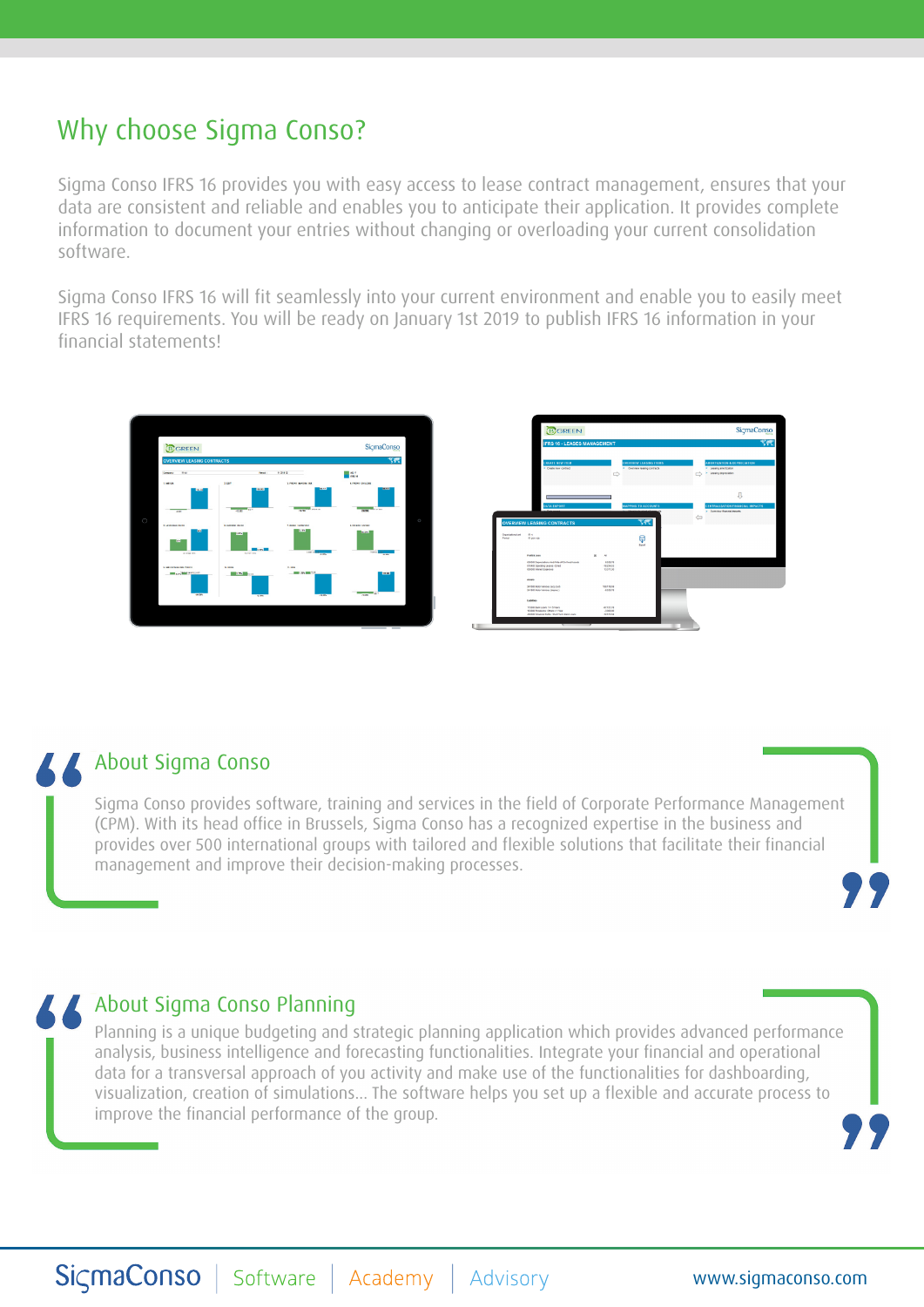## Why choose Sigma Conso?

Sigma Conso IFRS 16 provides you with easy access to lease contract management, ensures that your data are consistent and reliable and enables you to anticipate their application. It provides complete information to document your entries without changing or overloading your current consolidation software.

Sigma Conso IFRS 16 will fit seamlessly into your current environment and enable you to easily meet IFRS 16 requirements. You will be ready on January 1st 2019 to publish IFRS 16 information in your financial statements!

### About Sigma Conso

Sigma Conso provides software, training and services in the field of Corporate Performance Management (CPM). With its head office in Brussels, Sigma Conso has a recognized expertise in the business and provides over 500 international groups with tailored and flexible solutions that facilitate their financial management and improve their decision-making processes.

### About Sigma Conso Planning

Planning is a unique budgeting and strategic planning application which provides advanced performance analysis, business intelligence and forecasting functionalities. Integrate your financial and operational data for a transversal approach of you activity and make use of the functionalities for dashboarding, visualization, creation of simulations... The software helps you set up a flexible and accurate process to improve the financial performance of the group.

SigmaConso | Software | Academy | Advisory    www.sigmaconso.com